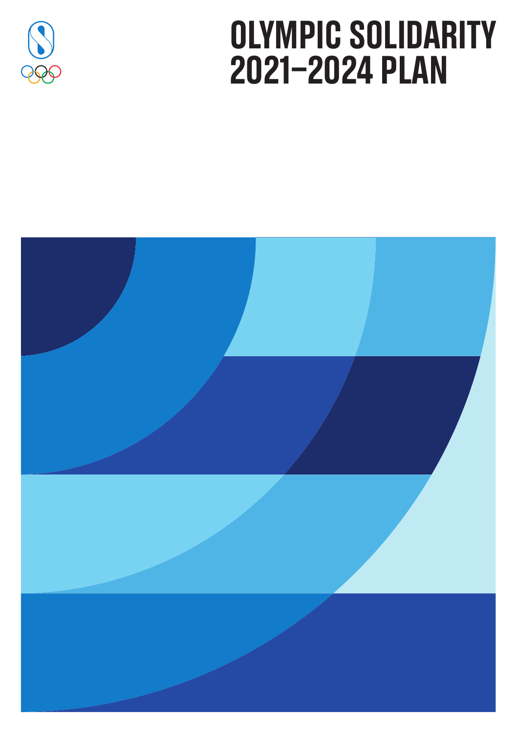# OLYMPIC SOLIDARITY 2021–2024 PLAN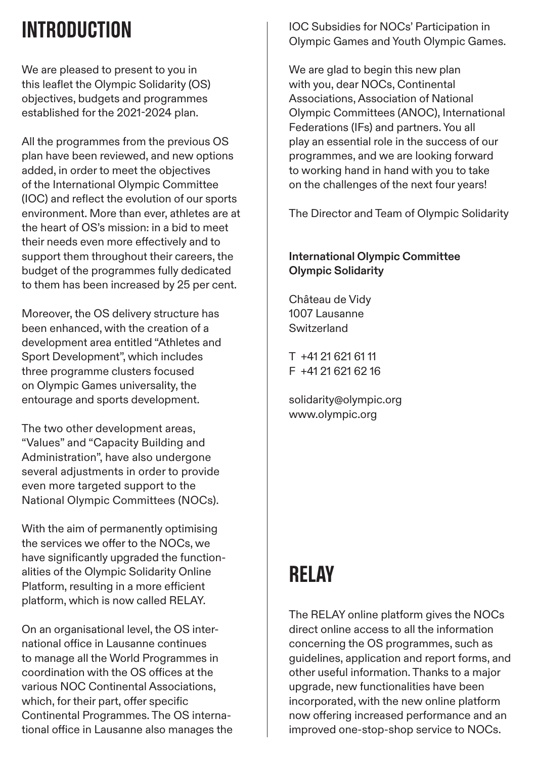# INTRODUCTION

We are pleased to present to you in this leaflet the Olympic Solidarity (OS) objectives, budgets and programmes established for the 2021-2024 plan.

All the programmes from the previous OS plan have been reviewed, and new options added, in order to meet the objectives of the International Olympic Committee (IOC) and reflect the evolution of our sports environment. More than ever, athletes are at the heart of OS's mission: in a bid to meet their needs even more effectively and to support them throughout their careers, the budget of the programmes fully dedicated to them has been increased by 25 per cent.

Moreover, the OS delivery structure has been enhanced, with the creation of a development area entitled "Athletes and Sport Development", which includes three programme clusters focused on Olympic Games universality, the entourage and sports development.

The two other development areas, "Values" and "Capacity Building and Administration", have also undergone several adjustments in order to provide even more targeted support to the National Olympic Committees (NOCs).

With the aim of permanently optimising the services we offer to the NOCs, we have significantly upgraded the functionalities of the Olympic Solidarity Online Platform, resulting in a more efficient platform, which is now called RELAY.

On an organisational level, the OS international office in Lausanne continues to manage all the World Programmes in coordination with the OS offices at the various NOC Continental Associations, which, for their part, offer specific Continental Programmes. The OS international office in Lausanne also manages the IOC Subsidies for NOCs' Participation in Olympic Games and Youth Olympic Games.

We are glad to begin this new plan with you, dear NOCs, Continental Associations, Association of National Olympic Committees (ANOC), International Federations (IFs) and partners. You all play an essential role in the success of our programmes, and we are looking forward to working hand in hand with you to take on the challenges of the next four years!

The Director and Team of Olympic Solidarity

**International Olympic Committee**
**Olympic Solidarity**

Château de Vidy
1007 Lausanne
Switzerland

T +41 21 621 61 11
F +41 21 621 62 16

solidarity@olympic.org
www.olympic.org

# RELAY

The RELAY online platform gives the NOCs direct online access to all the information concerning the OS programmes, such as guidelines, application and report forms, and other useful information. Thanks to a major upgrade, new functionalities have been incorporated, with the new online platform now offering increased performance and an improved one-stop-shop service to NOCs.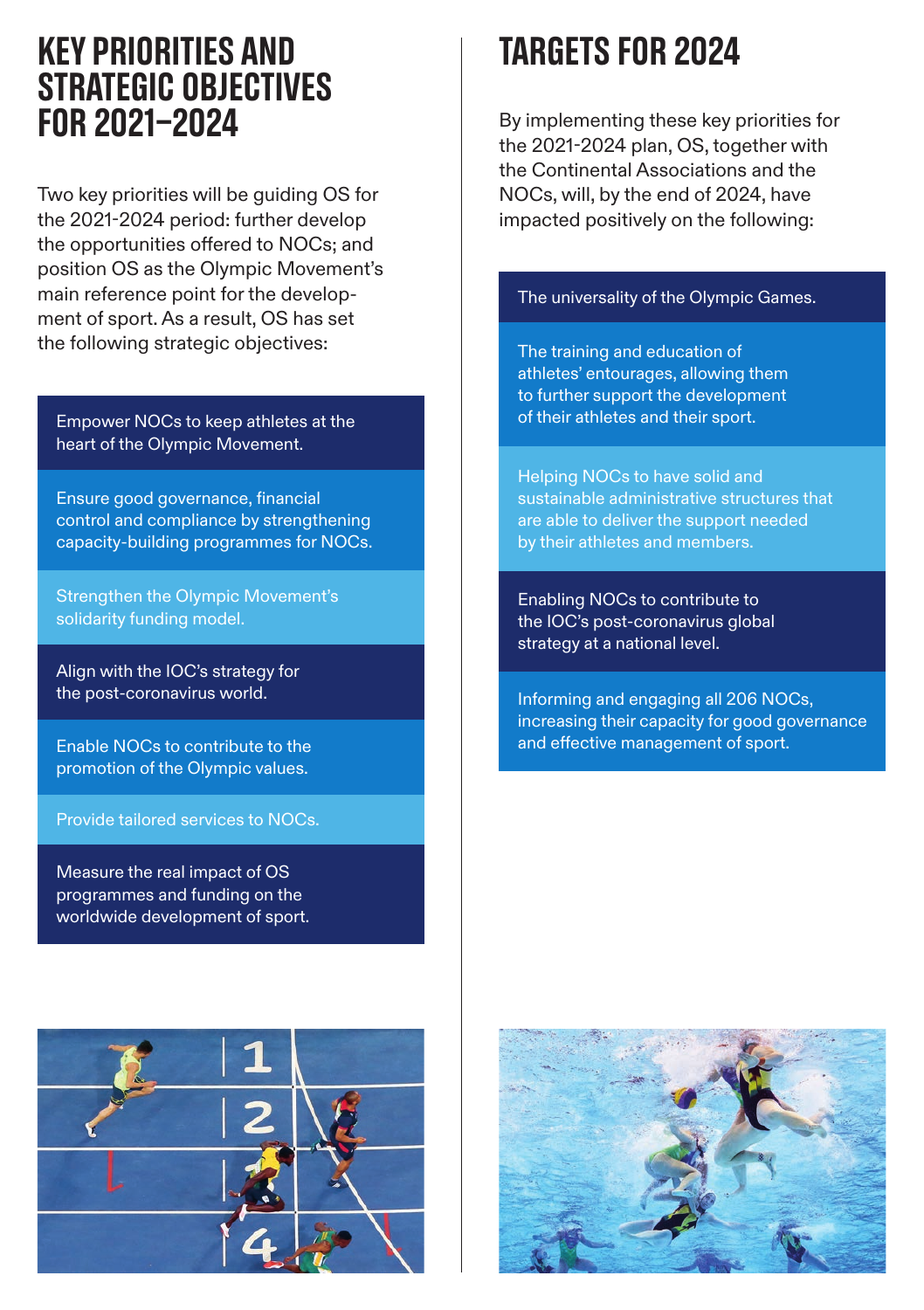# KEY PRIORITIES AND STRATEGIC OBJECTIVES FOR 2021–2024

Two key priorities will be guiding OS for the 2021-2024 period: further develop the opportunities offered to NOCs; and position OS as the Olympic Movement's main reference point for the development of sport. As a result, OS has set the following strategic objectives:

- Empower NOCs to keep athletes at the heart of the Olympic Movement.
- Ensure good governance, financial control and compliance by strengthening capacity-building programmes for NOCs.
- Strengthen the Olympic Movement's solidarity funding model.
- Align with the IOC's strategy for the post-coronavirus world.
- Enable NOCs to contribute to the promotion of the Olympic values.
- Provide tailored services to NOCs.
- Measure the real impact of OS programmes and funding on the worldwide development of sport.

# TARGETS FOR 2024

By implementing these key priorities for the 2021-2024 plan, OS, together with the Continental Associations and the NOCs, will, by the end of 2024, have impacted positively on the following:

- The universality of the Olympic Games.
- The training and education of athletes' entourages, allowing them to further support the development of their athletes and their sport.
- Helping NOCs to have solid and sustainable administrative structures that are able to deliver the support needed by their athletes and members.
- Enabling NOCs to contribute to the IOC's post-coronavirus global strategy at a national level.
- Informing and engaging all 206 NOCs, increasing their capacity for good governance and effective management of sport.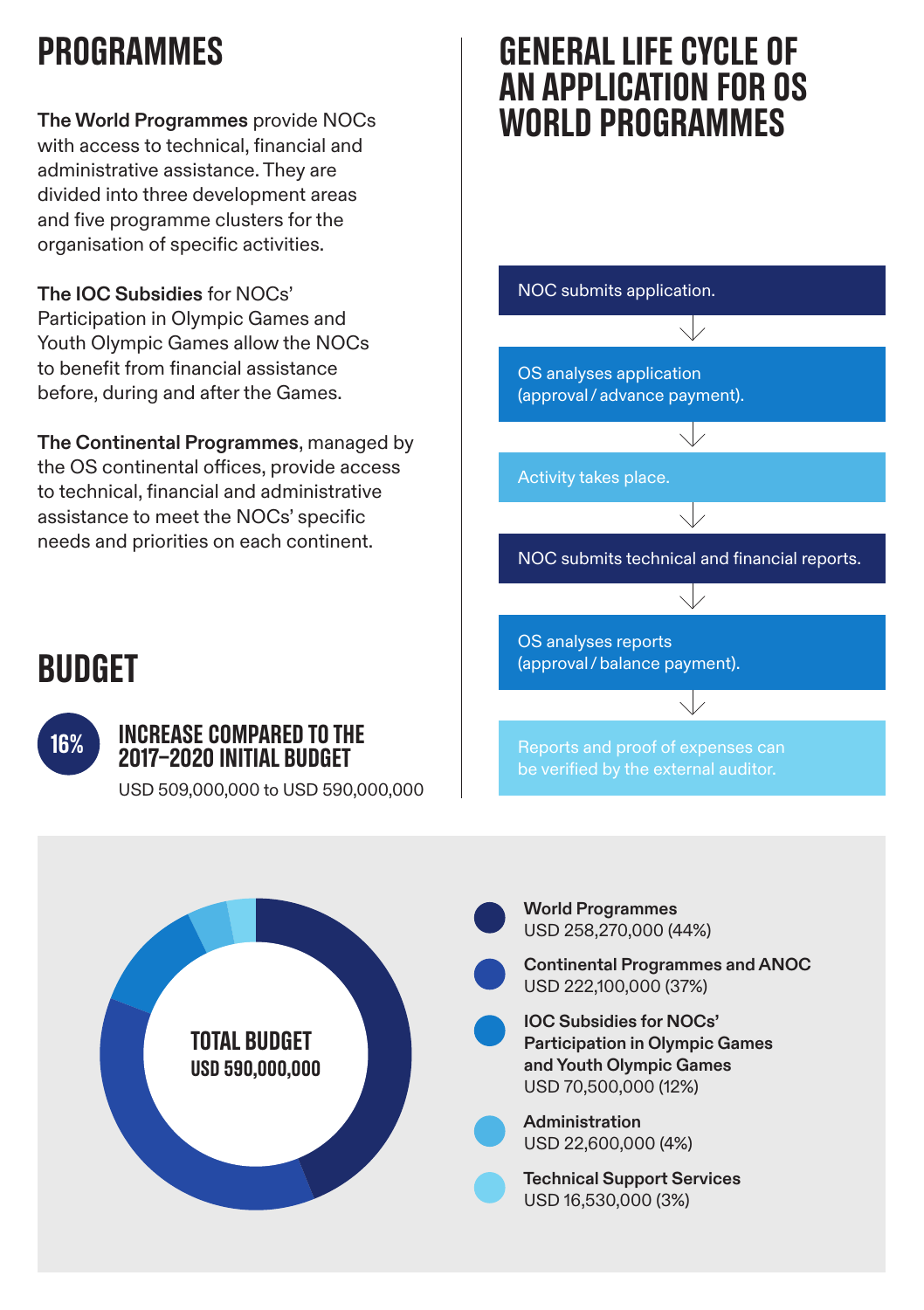# PROGRAMMES

**The World Programmes** provide NOCs with access to technical, financial and administrative assistance. They are divided into three development areas and five programme clusters for the organisation of specific activities.

**The IOC Subsidies** for NOCs' Participation in Olympic Games and Youth Olympic Games allow the NOCs to benefit from financial assistance before, during and after the Games.

**The Continental Programmes**, managed by the OS continental offices, provide access to technical, financial and administrative assistance to meet the NOCs' specific needs and priorities on each continent.

# BUDGET

**16%**

## INCREASE COMPARED TO THE 2017–2020 INITIAL BUDGET

USD 509,000,000 to USD 590,000,000

# GENERAL LIFE CYCLE OF AN APPLICATION FOR OS WORLD PROGRAMMES

1. NOC submits application.
2. OS analyses application (approval / advance payment).
3. Activity takes place.
4. NOC submits technical and financial reports.
5. OS analyses reports (approval / balance payment).
6. Reports and proof of expenses can be verified by the external auditor.

**TOTAL BUDGET**
**USD 590,000,000**

- **World Programmes**
  USD 258,270,000 (44%)
- **Continental Programmes and ANOC**
  USD 222,100,000 (37%)
- **IOC Subsidies for NOCs' Participation in Olympic Games and Youth Olympic Games**
  USD 70,500,000 (12%)
- **Administration**
  USD 22,600,000 (4%)
- **Technical Support Services**
  USD 16,530,000 (3%)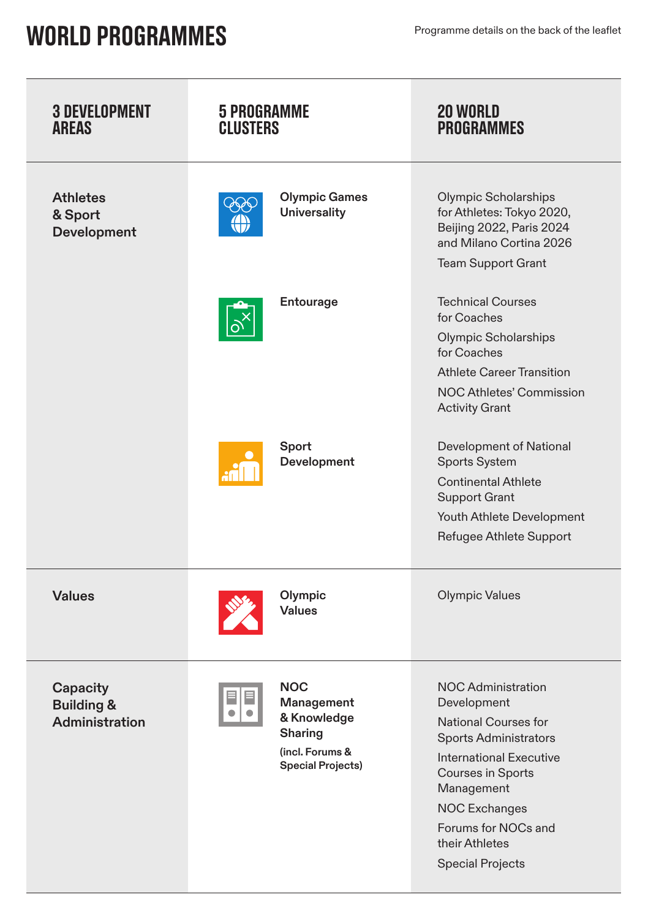# WORLD PROGRAMMES

Programme details on the back of the leaflet

| 3 DEVELOPMENT AREAS | 5 PROGRAMME CLUSTERS | 20 WORLD PROGRAMMES |
|---|---|---|
| Athletes & Sport Development | Olympic Games Universality | Olympic Scholarships for Athletes: Tokyo 2020, Beijing 2022, Paris 2024 and Milano Cortina 2026<br>Team Support Grant |
| | Entourage | Technical Courses for Coaches<br>Olympic Scholarships for Coaches<br>Athlete Career Transition<br>NOC Athletes' Commission Activity Grant |
| | Sport Development | Development of National Sports System<br>Continental Athlete Support Grant<br>Youth Athlete Development<br>Refugee Athlete Support |
| Values | Olympic Values | Olympic Values |
| Capacity Building & Administration | NOC Management & Knowledge Sharing (incl. Forums & Special Projects) | NOC Administration Development<br>National Courses for Sports Administrators<br>International Executive Courses in Sports Management<br>NOC Exchanges<br>Forums for NOCs and their Athletes<br>Special Projects |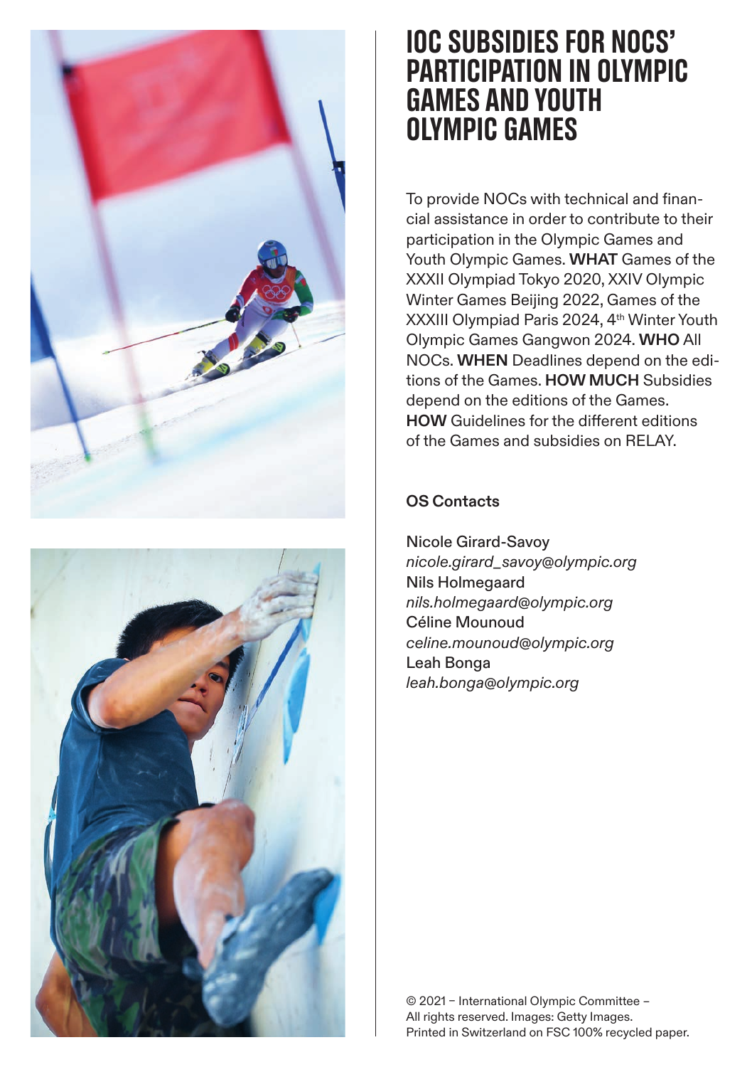# IOC SUBSIDIES FOR NOCS' PARTICIPATION IN OLYMPIC GAMES AND YOUTH OLYMPIC GAMES

To provide NOCs with technical and financial assistance in order to contribute to their participation in the Olympic Games and Youth Olympic Games. **WHAT** Games of the XXXII Olympiad Tokyo 2020, XXIV Olympic Winter Games Beijing 2022, Games of the XXXIII Olympiad Paris 2024, 4th Winter Youth Olympic Games Gangwon 2024. **WHO** All NOCs. **WHEN** Deadlines depend on the editions of the Games. **HOW MUCH** Subsidies depend on the editions of the Games. **HOW** Guidelines for the different editions of the Games and subsidies on RELAY.

**OS Contacts**

Nicole Girard-Savoy
*nicole.girard_savoy@olympic.org*
Nils Holmegaard
*nils.holmegaard@olympic.org*
Céline Mounoud
*celine.mounoud@olympic.org*
Leah Bonga
*leah.bonga@olympic.org*

© 2021 – International Olympic Committee – All rights reserved. Images: Getty Images. Printed in Switzerland on FSC 100% recycled paper.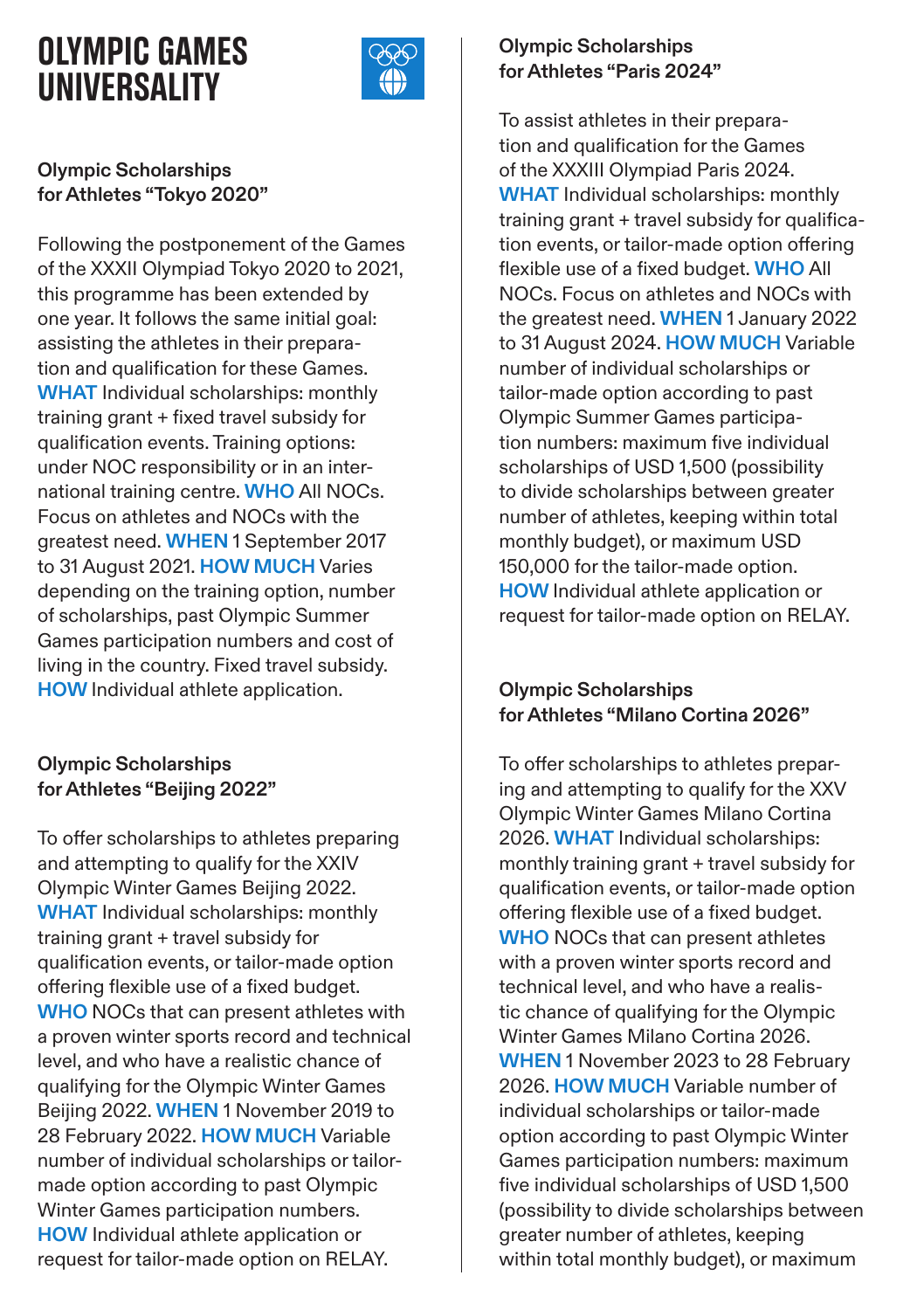# OLYMPIC GAMES UNIVERSALITY

### Olympic Scholarships for Athletes "Tokyo 2020"

Following the postponement of the Games of the XXXII Olympiad Tokyo 2020 to 2021, this programme has been extended by one year. It follows the same initial goal: assisting the athletes in their preparation and qualification for these Games. **WHAT** Individual scholarships: monthly training grant + fixed travel subsidy for qualification events. Training options: under NOC responsibility or in an international training centre. **WHO** All NOCs. Focus on athletes and NOCs with the greatest need. **WHEN** 1 September 2017 to 31 August 2021. **HOW MUCH** Varies depending on the training option, number of scholarships, past Olympic Summer Games participation numbers and cost of living in the country. Fixed travel subsidy. **HOW** Individual athlete application.

### Olympic Scholarships for Athletes "Beijing 2022"

To offer scholarships to athletes preparing and attempting to qualify for the XXIV Olympic Winter Games Beijing 2022. **WHAT** Individual scholarships: monthly training grant + travel subsidy for qualification events, or tailor-made option offering flexible use of a fixed budget. **WHO** NOCs that can present athletes with a proven winter sports record and technical level, and who have a realistic chance of qualifying for the Olympic Winter Games Beijing 2022. **WHEN** 1 November 2019 to 28 February 2022. **HOW MUCH** Variable number of individual scholarships or tailor-made option according to past Olympic Winter Games participation numbers. **HOW** Individual athlete application or request for tailor-made option on RELAY.

### Olympic Scholarships for Athletes "Paris 2024"

To assist athletes in their preparation and qualification for the Games of the XXXIII Olympiad Paris 2024. **WHAT** Individual scholarships: monthly training grant + travel subsidy for qualification events, or tailor-made option offering flexible use of a fixed budget. **WHO** All NOCs. Focus on athletes and NOCs with the greatest need. **WHEN** 1 January 2022 to 31 August 2024. **HOW MUCH** Variable number of individual scholarships or tailor-made option according to past Olympic Summer Games participation numbers: maximum five individual scholarships of USD 1,500 (possibility to divide scholarships between greater number of athletes, keeping within total monthly budget), or maximum USD 150,000 for the tailor-made option. **HOW** Individual athlete application or request for tailor-made option on RELAY.

### Olympic Scholarships for Athletes "Milano Cortina 2026"

To offer scholarships to athletes preparing and attempting to qualify for the XXV Olympic Winter Games Milano Cortina 2026. **WHAT** Individual scholarships: monthly training grant + travel subsidy for qualification events, or tailor-made option offering flexible use of a fixed budget. **WHO** NOCs that can present athletes with a proven winter sports record and technical level, and who have a realistic chance of qualifying for the Olympic Winter Games Milano Cortina 2026. **WHEN** 1 November 2023 to 28 February 2026. **HOW MUCH** Variable number of individual scholarships or tailor-made option according to past Olympic Winter Games participation numbers: maximum five individual scholarships of USD 1,500 (possibility to divide scholarships between greater number of athletes, keeping within total monthly budget), or maximum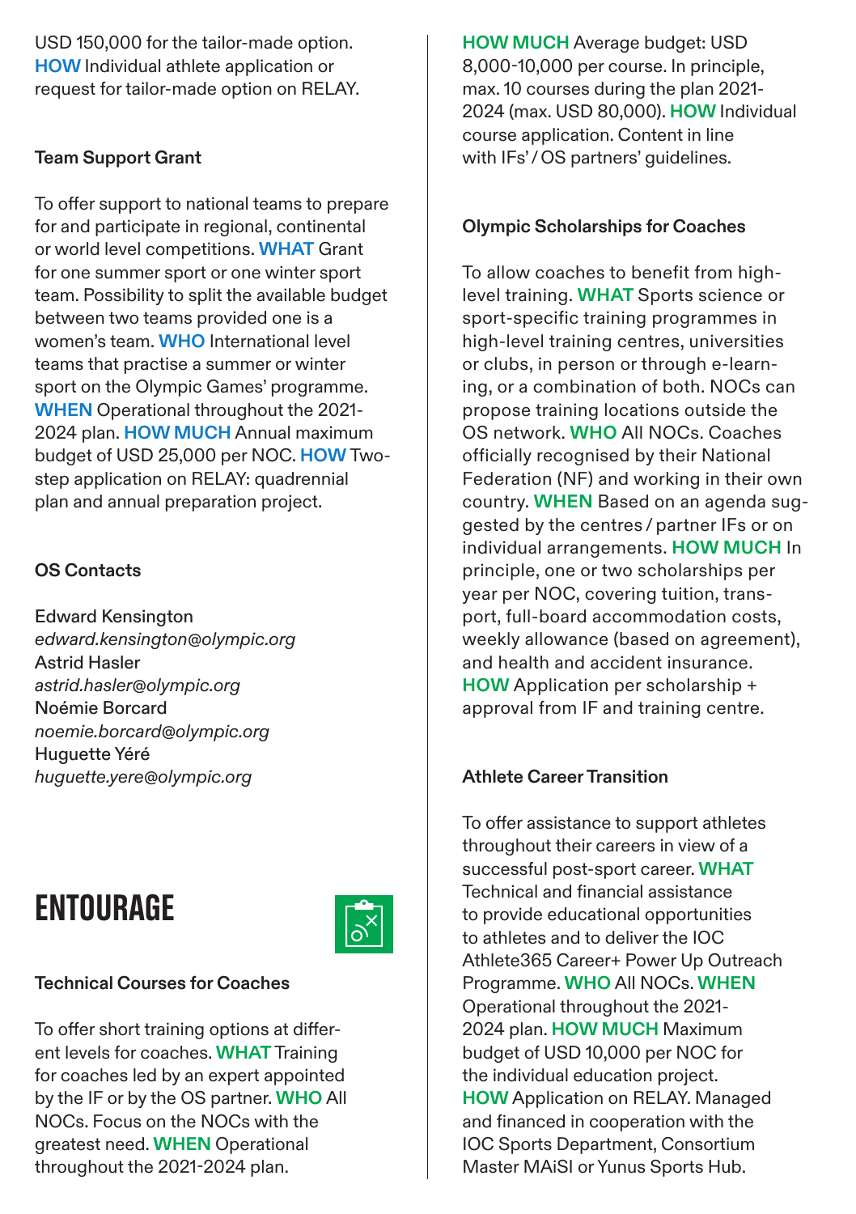USD 150,000 for the tailor-made option. **HOW** Individual athlete application or request for tailor-made option on RELAY.

### Team Support Grant

To offer support to national teams to prepare for and participate in regional, continental or world level competitions. **WHAT** Grant for one summer sport or one winter sport team. Possibility to split the available budget between two teams provided one is a women's team. **WHO** International level teams that practise a summer or winter sport on the Olympic Games' programme. **WHEN** Operational throughout the 2021-2024 plan. **HOW MUCH** Annual maximum budget of USD 25,000 per NOC. **HOW** Two-step application on RELAY: quadrennial plan and annual preparation project.

### OS Contacts

Edward Kensington
*edward.kensington@olympic.org*
Astrid Hasler
*astrid.hasler@olympic.org*
Noémie Borcard
*noemie.borcard@olympic.org*
Huguette Yéré
*huguette.yere@olympic.org*

## ENTOURAGE

### Technical Courses for Coaches

To offer short training options at different levels for coaches. **WHAT** Training for coaches led by an expert appointed by the IF or by the OS partner. **WHO** All NOCs. Focus on the NOCs with the greatest need. **WHEN** Operational throughout the 2021-2024 plan. **HOW MUCH** Average budget: USD 8,000-10,000 per course. In principle, max. 10 courses during the plan 2021-2024 (max. USD 80,000). **HOW** Individual course application. Content in line with IFs' / OS partners' guidelines.

### Olympic Scholarships for Coaches

To allow coaches to benefit from high-level training. **WHAT** Sports science or sport-specific training programmes in high-level training centres, universities or clubs, in person or through e-learning, or a combination of both. NOCs can propose training locations outside the OS network. **WHO** All NOCs. Coaches officially recognised by their National Federation (NF) and working in their own country. **WHEN** Based on an agenda suggested by the centres / partner IFs or on individual arrangements. **HOW MUCH** In principle, one or two scholarships per year per NOC, covering tuition, transport, full-board accommodation costs, weekly allowance (based on agreement), and health and accident insurance. **HOW** Application per scholarship + approval from IF and training centre.

### Athlete Career Transition

To offer assistance to support athletes throughout their careers in view of a successful post-sport career. **WHAT** Technical and financial assistance to provide educational opportunities to athletes and to deliver the IOC Athlete365 Career+ Power Up Outreach Programme. **WHO** All NOCs. **WHEN** Operational throughout the 2021-2024 plan. **HOW MUCH** Maximum budget of USD 10,000 per NOC for the individual education project. **HOW** Application on RELAY. Managed and financed in cooperation with the IOC Sports Department, Consortium Master MAiSI or Yunus Sports Hub.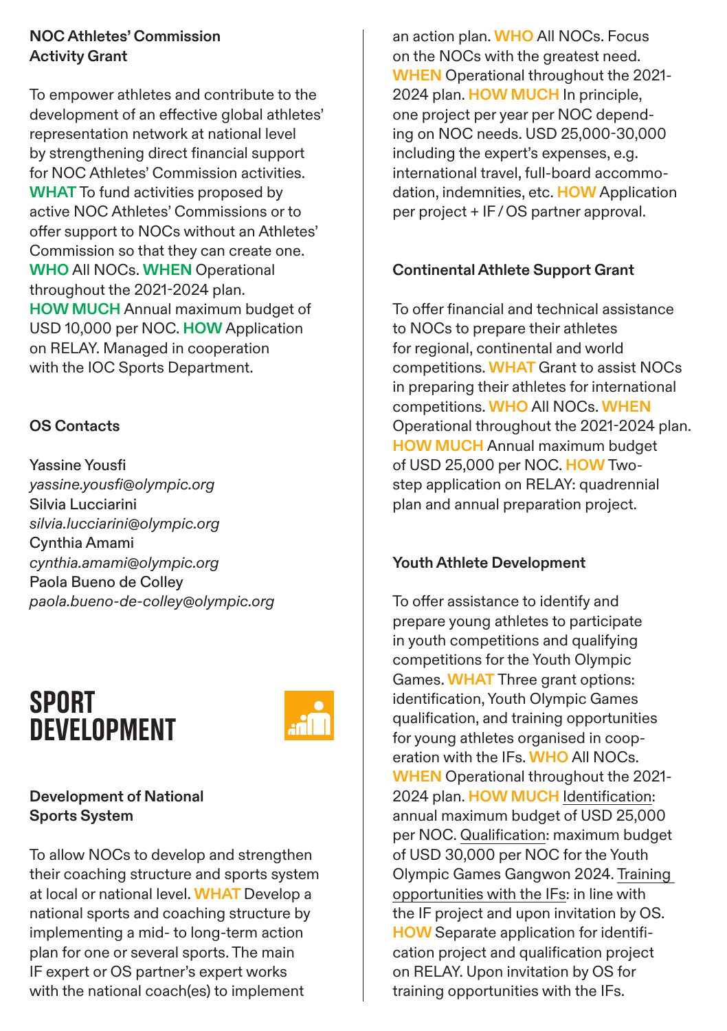### NOC Athletes' Commission Activity Grant

To empower athletes and contribute to the development of an effective global athletes' representation network at national level by strengthening direct financial support for NOC Athletes' Commission activities. **WHAT** To fund activities proposed by active NOC Athletes' Commissions or to offer support to NOCs without an Athletes' Commission so that they can create one. **WHO** All NOCs. **WHEN** Operational throughout the 2021-2024 plan. **HOW MUCH** Annual maximum budget of USD 10,000 per NOC. **HOW** Application on RELAY. Managed in cooperation with the IOC Sports Department.

### OS Contacts

Yassine Yousfi
*yassine.yousfi@olympic.org*
Silvia Lucciarini
*silvia.lucciarini@olympic.org*
Cynthia Amami
*cynthia.amami@olympic.org*
Paola Bueno de Colley
*paola.bueno-de-colley@olympic.org*

# SPORT DEVELOPMENT

### Development of National Sports System

To allow NOCs to develop and strengthen their coaching structure and sports system at local or national level. **WHAT** Develop a national sports and coaching structure by implementing a mid- to long-term action plan for one or several sports. The main IF expert or OS partner's expert works with the national coach(es) to implement an action plan. **WHO** All NOCs. Focus on the NOCs with the greatest need. **WHEN** Operational throughout the 2021-2024 plan. **HOW MUCH** In principle, one project per year per NOC depending on NOC needs. USD 25,000-30,000 including the expert's expenses, e.g. international travel, full-board accommodation, indemnities, etc. **HOW** Application per project + IF / OS partner approval.

### Continental Athlete Support Grant

To offer financial and technical assistance to NOCs to prepare their athletes for regional, continental and world competitions. **WHAT** Grant to assist NOCs in preparing their athletes for international competitions. **WHO** All NOCs. **WHEN** Operational throughout the 2021-2024 plan. **HOW MUCH** Annual maximum budget of USD 25,000 per NOC. **HOW** Two-step application on RELAY: quadrennial plan and annual preparation project.

### Youth Athlete Development

To offer assistance to identify and prepare young athletes to participate in youth competitions and qualifying competitions for the Youth Olympic Games. **WHAT** Three grant options: identification, Youth Olympic Games qualification, and training opportunities for young athletes organised in cooperation with the IFs. **WHO** All NOCs. **WHEN** Operational throughout the 2021-2024 plan. **HOW MUCH** Identification: annual maximum budget of USD 25,000 per NOC. Qualification: maximum budget of USD 30,000 per NOC for the Youth Olympic Games Gangwon 2024. Training opportunities with the IFs: in line with the IF project and upon invitation by OS. **HOW** Separate application for identification project and qualification project on RELAY. Upon invitation by OS for training opportunities with the IFs.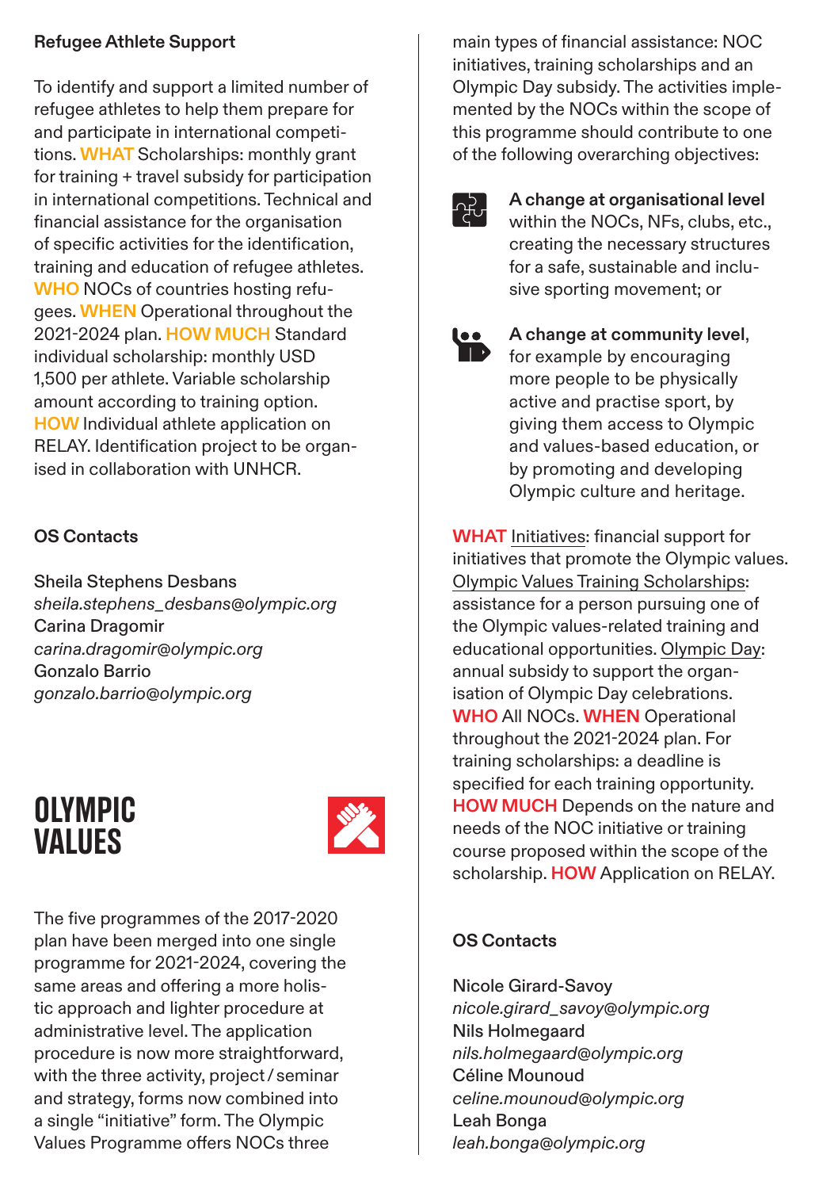### Refugee Athlete Support

To identify and support a limited number of refugee athletes to help them prepare for and participate in international competitions. **WHAT** Scholarships: monthly grant for training + travel subsidy for participation in international competitions. Technical and financial assistance for the organisation of specific activities for the identification, training and education of refugee athletes. **WHO** NOCs of countries hosting refugees. **WHEN** Operational throughout the 2021-2024 plan. **HOW MUCH** Standard individual scholarship: monthly USD 1,500 per athlete. Variable scholarship amount according to training option. **HOW** Individual athlete application on RELAY. Identification project to be organised in collaboration with UNHCR.

### OS Contacts

Sheila Stephens Desbans
*sheila.stephens_desbans@olympic.org*
Carina Dragomir
*carina.dragomir@olympic.org*
Gonzalo Barrio
*gonzalo.barrio@olympic.org*

## OLYMPIC VALUES

The five programmes of the 2017-2020 plan have been merged into one single programme for 2021-2024, covering the same areas and offering a more holistic approach and lighter procedure at administrative level. The application procedure is now more straightforward, with the three activity, project / seminar and strategy, forms now combined into a single “initiative” form. The Olympic Values Programme offers NOCs three main types of financial assistance: NOC initiatives, training scholarships and an Olympic Day subsidy. The activities implemented by the NOCs within the scope of this programme should contribute to one of the following overarching objectives:

- **A change at organisational level** within the NOCs, NFs, clubs, etc., creating the necessary structures for a safe, sustainable and inclusive sporting movement; or
- **A change at community level**, for example by encouraging more people to be physically active and practise sport, by giving them access to Olympic and values-based education, or by promoting and developing Olympic culture and heritage.

**WHAT** Initiatives: financial support for initiatives that promote the Olympic values. Olympic Values Training Scholarships: assistance for a person pursuing one of the Olympic values-related training and educational opportunities. Olympic Day: annual subsidy to support the organisation of Olympic Day celebrations. **WHO** All NOCs. **WHEN** Operational throughout the 2021-2024 plan. For training scholarships: a deadline is specified for each training opportunity. **HOW MUCH** Depends on the nature and needs of the NOC initiative or training course proposed within the scope of the scholarship. **HOW** Application on RELAY.

### OS Contacts

Nicole Girard-Savoy
*nicole.girard_savoy@olympic.org*
Nils Holmegaard
*nils.holmegaard@olympic.org*
Céline Mounoud
*celine.mounoud@olympic.org*
Leah Bonga
*leah.bonga@olympic.org*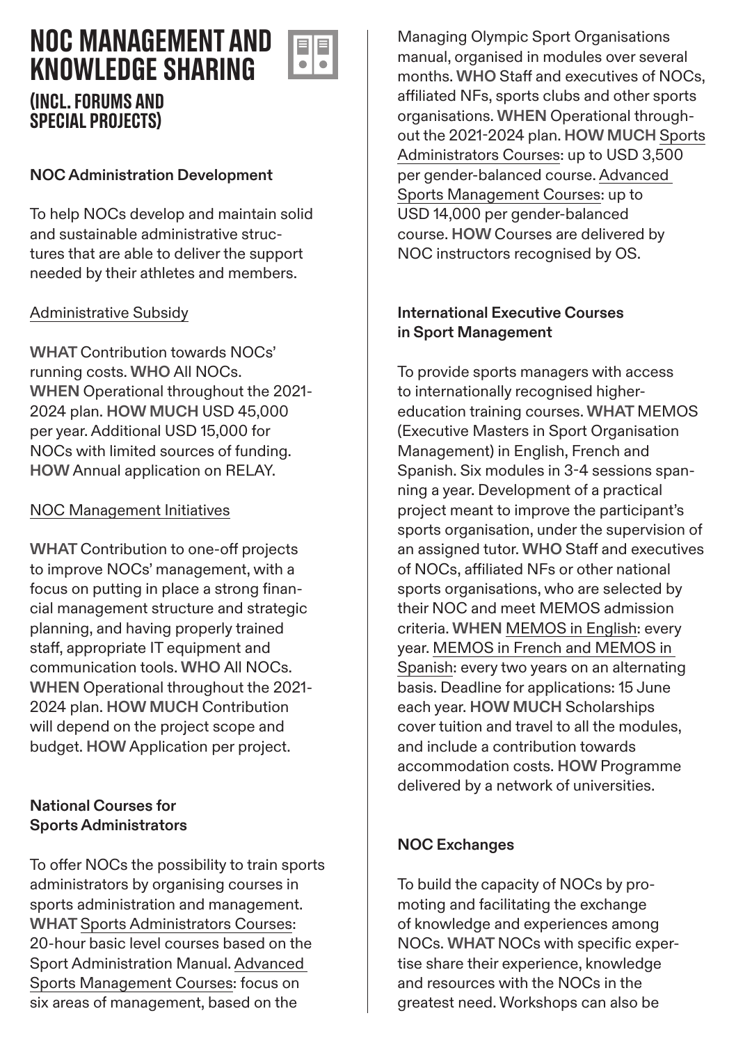# NOC MANAGEMENT AND KNOWLEDGE SHARING

## (INCL. FORUMS AND SPECIAL PROJECTS)

### NOC Administration Development

To help NOCs develop and maintain solid and sustainable administrative structures that are able to deliver the support needed by their athletes and members.

Administrative Subsidy

**WHAT** Contribution towards NOCs' running costs. **WHO** All NOCs. **WHEN** Operational throughout the 2021-2024 plan. **HOW MUCH** USD 45,000 per year. Additional USD 15,000 for NOCs with limited sources of funding. **HOW** Annual application on RELAY.

NOC Management Initiatives

**WHAT** Contribution to one-off projects to improve NOCs' management, with a focus on putting in place a strong financial management structure and strategic planning, and having properly trained staff, appropriate IT equipment and communication tools. **WHO** All NOCs. **WHEN** Operational throughout the 2021-2024 plan. **HOW MUCH** Contribution will depend on the project scope and budget. **HOW** Application per project.

### National Courses for Sports Administrators

To offer NOCs the possibility to train sports administrators by organising courses in sports administration and management. **WHAT** Sports Administrators Courses: 20-hour basic level courses based on the Sport Administration Manual. Advanced Sports Management Courses: focus on six areas of management, based on the Managing Olympic Sport Organisations manual, organised in modules over several months. **WHO** Staff and executives of NOCs, affiliated NFs, sports clubs and other sports organisations. **WHEN** Operational throughout the 2021-2024 plan. **HOW MUCH** Sports Administrators Courses: up to USD 3,500 per gender-balanced course. Advanced Sports Management Courses: up to USD 14,000 per gender-balanced course. **HOW** Courses are delivered by NOC instructors recognised by OS.

### International Executive Courses in Sport Management

To provide sports managers with access to internationally recognised higher-education training courses. **WHAT** MEMOS (Executive Masters in Sport Organisation Management) in English, French and Spanish. Six modules in 3-4 sessions spanning a year. Development of a practical project meant to improve the participant's sports organisation, under the supervision of an assigned tutor. **WHO** Staff and executives of NOCs, affiliated NFs or other national sports organisations, who are selected by their NOC and meet MEMOS admission criteria. **WHEN** MEMOS in English: every year. MEMOS in French and MEMOS in Spanish: every two years on an alternating basis. Deadline for applications: 15 June each year. **HOW MUCH** Scholarships cover tuition and travel to all the modules, and include a contribution towards accommodation costs. **HOW** Programme delivered by a network of universities.

### NOC Exchanges

To build the capacity of NOCs by promoting and facilitating the exchange of knowledge and experiences among NOCs. **WHAT** NOCs with specific expertise share their experience, knowledge and resources with the NOCs in the greatest need. Workshops can also be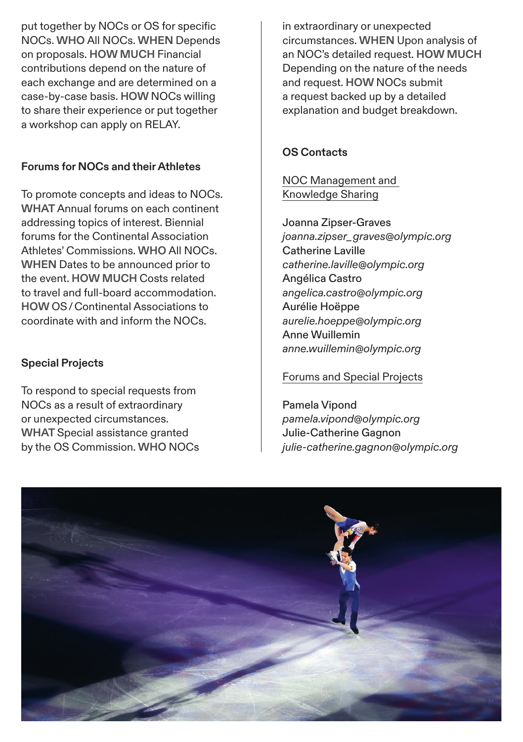put together by NOCs or OS for specific NOCs. **WHO** All NOCs. **WHEN** Depends on proposals. **HOW MUCH** Financial contributions depend on the nature of each exchange and are determined on a case-by-case basis. **HOW** NOCs willing to share their experience or put together a workshop can apply on RELAY.

### Forums for NOCs and their Athletes

To promote concepts and ideas to NOCs. **WHAT** Annual forums on each continent addressing topics of interest. Biennial forums for the Continental Association Athletes' Commissions. **WHO** All NOCs. **WHEN** Dates to be announced prior to the event. **HOW MUCH** Costs related to travel and full-board accommodation. **HOW** OS / Continental Associations to coordinate with and inform the NOCs.

### Special Projects

To respond to special requests from NOCs as a result of extraordinary or unexpected circumstances. **WHAT** Special assistance granted by the OS Commission. **WHO** NOCs in extraordinary or unexpected circumstances. **WHEN** Upon analysis of an NOC's detailed request. **HOW MUCH** Depending on the nature of the needs and request. **HOW** NOCs submit a request backed up by a detailed explanation and budget breakdown.

### OS Contacts

NOC Management and Knowledge Sharing

Joanna Zipser-Graves
*joanna.zipser_graves@olympic.org*
Catherine Laville
*catherine.laville@olympic.org*
Angélica Castro
*angelica.castro@olympic.org*
Aurélie Hoëppe
*aurelie.hoeppe@olympic.org*
Anne Wuillemin
*anne.wuillemin@olympic.org*

Forums and Special Projects

Pamela Vipond
*pamela.vipond@olympic.org*
Julie-Catherine Gagnon
*julie-catherine.gagnon@olympic.org*